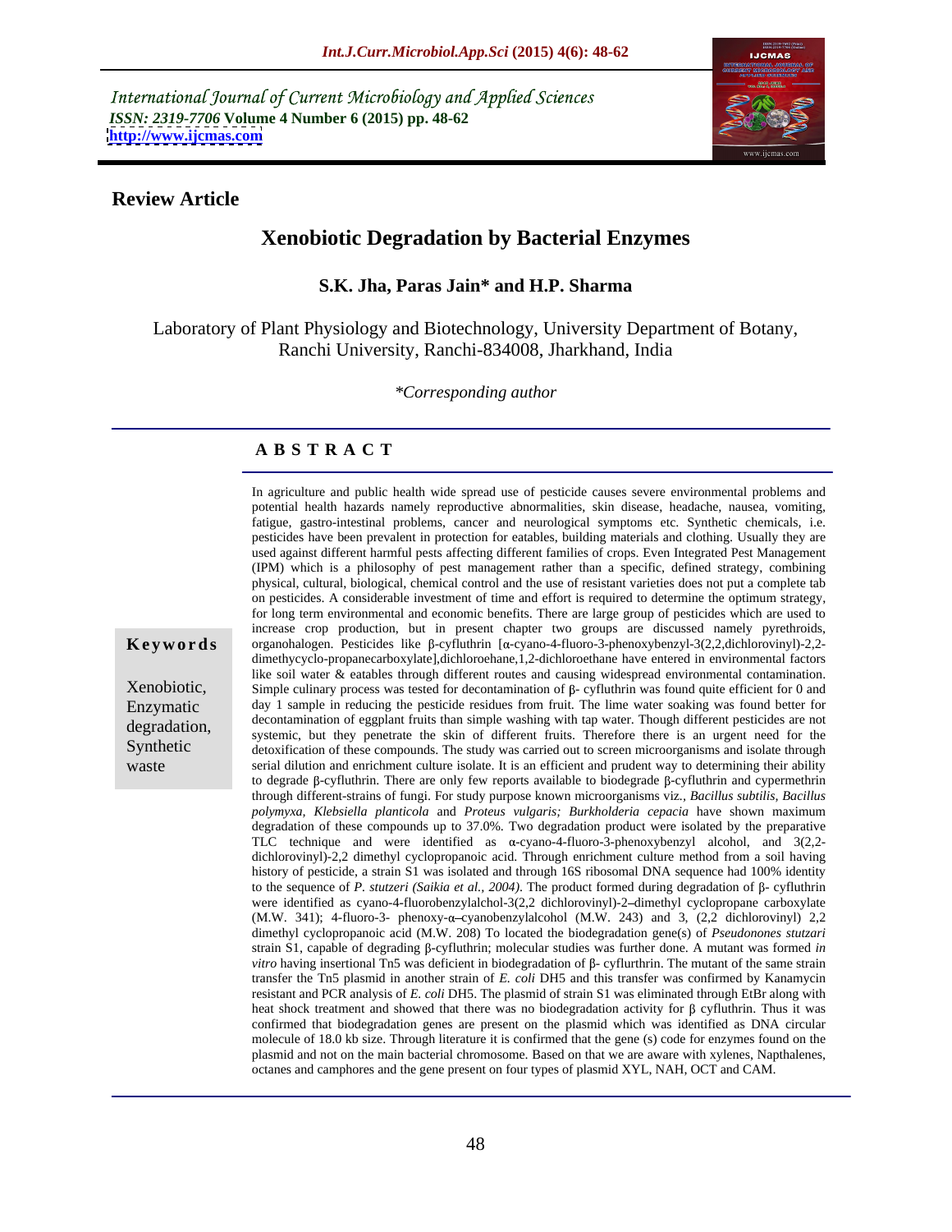*International Journal of Current Microbiology and Applied Sciences*
*ISSN: 2319-7706* **Volume 4 Number 6 (2015) pp. 48-62**
**http://www.ijcmas.com**

**Review Article**

# Xenobiotic Degradation by Bacterial Enzymes

**S.K. Jha, Paras Jain\* and H.P. Sharma**

Laboratory of Plant Physiology and Biotechnology, University Department of Botany, Ranchi University, Ranchi-834008, Jharkhand, India

*\*Corresponding author*

## A B S T R A C T

**Keywords**

Xenobiotic, Enzymatic degradation, Synthetic waste

In agriculture and public health wide spread use of pesticide causes severe environmental problems and potential health hazards namely reproductive abnormalities, skin disease, headache, nausea, vomiting, fatigue, gastro-intestinal problems, cancer and neurological symptoms etc. Synthetic chemicals, i.e. pesticides have been prevalent in protection for eatables, building materials and clothing. Usually they are used against different harmful pests affecting different families of crops. Even Integrated Pest Management (IPM) which is a philosophy of pest management rather than a specific, defined strategy, combining physical, cultural, biological, chemical control and the use of resistant varieties does not put a complete tab on pesticides. A considerable investment of time and effort is required to determine the optimum strategy, for long term environmental and economic benefits. There are large group of pesticides which are used to increase crop production, but in present chapter two groups are discussed namely pyrethroids, organohalogen. Pesticides like β-cyfluthrin [α-cyano-4-fluoro-3-phenoxybenzyl-3(2,2,dichlorovinyl)-2,2-dimethycyclo-propanecarboxylate],dichloroehane,1,2-dichloroethane have entered in environmental factors like soil water & eatables through different routes and causing widespread environmental contamination. Simple culinary process was tested for decontamination of β- cyfluthrin was found quite efficient for 0 and day 1 sample in reducing the pesticide residues from fruit. The lime water soaking was found better for decontamination of eggplant fruits than simple washing with tap water. Though different pesticides are not systemic, but they penetrate the skin of different fruits. Therefore there is an urgent need for the detoxification of these compounds. The study was carried out to screen microorganisms and isolate through serial dilution and enrichment culture isolate. It is an efficient and prudent way to determining their ability to degrade β-cyfluthrin. There are only few reports available to biodegrade β-cyfluthrin and cypermethrin through different-strains of fungi. For study purpose known microorganisms viz., *Bacillus subtilis, Bacillus polymyxa, Klebsiella planticola* and *Proteus vulgaris; Burkholderia cepacia* have shown maximum degradation of these compounds up to 37.0%. Two degradation product were isolated by the preparative TLC technique and were identified as α-cyano-4-fluoro-3-phenoxybenzyl alcohol, and 3(2,2-dichlorovinyl)-2,2 dimethyl cyclopropanoic acid. Through enrichment culture method from a soil having history of pesticide, a strain S1 was isolated and through 16S ribosomal DNA sequence had 100% identity to the sequence of *P. stutzeri (Saikia et al., 2004)*. The product formed during degradation of β- cyfluthrin were identified as cyano-4-fluorobenzylalchol-3(2,2 dichlorovinyl)-2–dimethyl cyclopropane carboxylate (M.W. 341); 4-fluoro-3- phenoxy-α–cyanobenzylalcohol (M.W. 243) and 3, (2,2 dichlorovinyl) 2,2 dimethyl cyclopropanoic acid (M.W. 208) To located the biodegradation gene(s) of *Pseudonones stutzari* strain S1, capable of degrading β-cyfluthrin; molecular studies was further done. A mutant was formed *in vitro* having insertional Tn5 was deficient in biodegradation of β- cyflurthrin. The mutant of the same strain transfer the Tn5 plasmid in another strain of *E. coli* DH5 and this transfer was confirmed by Kanamycin resistant and PCR analysis of *E. coli* DH5. The plasmid of strain S1 was eliminated through EtBr along with heat shock treatment and showed that there was no biodegradation activity for β cyfluthrin. Thus it was confirmed that biodegradation genes are present on the plasmid which was identified as DNA circular molecule of 18.0 kb size. Through literature it is confirmed that the gene (s) code for enzymes found on the plasmid and not on the main bacterial chromosome. Based on that we are aware with xylenes, Napthalenes, octanes and camphores and the gene present on four types of plasmid XYL, NAH, OCT and CAM.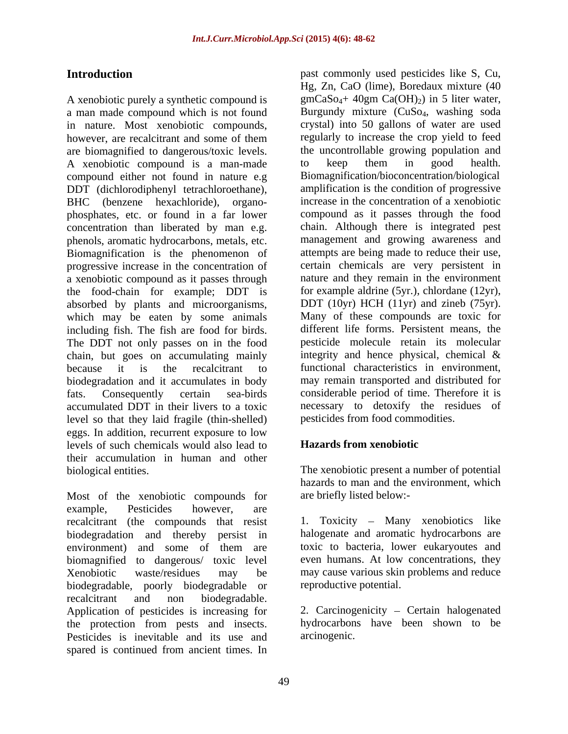## Introduction

A xenobiotic purely a synthetic compound is a man made compound which is not found in nature. Most xenobiotic compounds, however, are recalcitrant and some of them are biomagnified to dangerous/toxic levels. A xenobiotic compound is a man-made compound either not found in nature e.g DDT (dichlorodiphenyl tetrachloroethane), BHC (benzene hexachloride), organo-phosphates, etc. or found in a far lower concentration than liberated by man e.g. phenols, aromatic hydrocarbons, metals, etc. Biomagnification is the phenomenon of progressive increase in the concentration of a xenobiotic compound as it passes through the food-chain for example; DDT is absorbed by plants and microorganisms, which may be eaten by some animals including fish. The fish are food for birds. The DDT not only passes on in the food chain, but goes on accumulating mainly because it is the recalcitrant to biodegradation and it accumulates in body fats. Consequently certain sea-birds accumulated DDT in their livers to a toxic level so that they laid fragile (thin-shelled) eggs. In addition, recurrent exposure to low levels of such chemicals would also lead to their accumulation in human and other biological entities.

Most of the xenobiotic compounds for example, Pesticides however, are recalcitrant (the compounds that resist biodegradation and thereby persist in environment) and some of them are biomagnified to dangerous/ toxic level Xenobiotic waste/residues may be biodegradable, poorly biodegradable or recalcitrant and non biodegradable. Application of pesticides is increasing for the protection from pests and insects. Pesticides is inevitable and its use and spared is continued from ancient times. In past commonly used pesticides like S, Cu, Hg, Zn, CaO (lime), Boredaux mixture (40 gm$CaSo_4$+ 40gm $Ca(OH)_2$) in 5 liter water, Burgundy mixture ($CuSo_4$, washing soda crystal) into 50 gallons of water are used regularly to increase the crop yield to feed the uncontrollable growing population and to keep them in good health. Biomagnification/bioconcentration/biological amplification is the condition of progressive increase in the concentration of a xenobiotic compound as it passes through the food chain. Although there is integrated pest management and growing awareness and attempts are being made to reduce their use, certain chemicals are very persistent in nature and they remain in the environment for example aldrine (5yr.), chlordane (12yr), DDT (10yr) HCH (11yr) and zineb (75yr). Many of these compounds are toxic for different life forms. Persistent means, the pesticide molecule retain its molecular integrity and hence physical, chemical & functional characteristics in environment, may remain transported and distributed for considerable period of time. Therefore it is necessary to detoxify the residues of pesticides from food commodities.

## Hazards from xenobiotic

The xenobiotic present a number of potential hazards to man and the environment, which are briefly listed below:-

1. Toxicity – Many xenobiotics like halogenate and aromatic hydrocarbons are toxic to bacteria, lower eukaryoutes and even humans. At low concentrations, they may cause various skin problems and reduce reproductive potential.

2. Carcinogenicity – Certain halogenated hydrocarbons have been shown to be arcinogenic.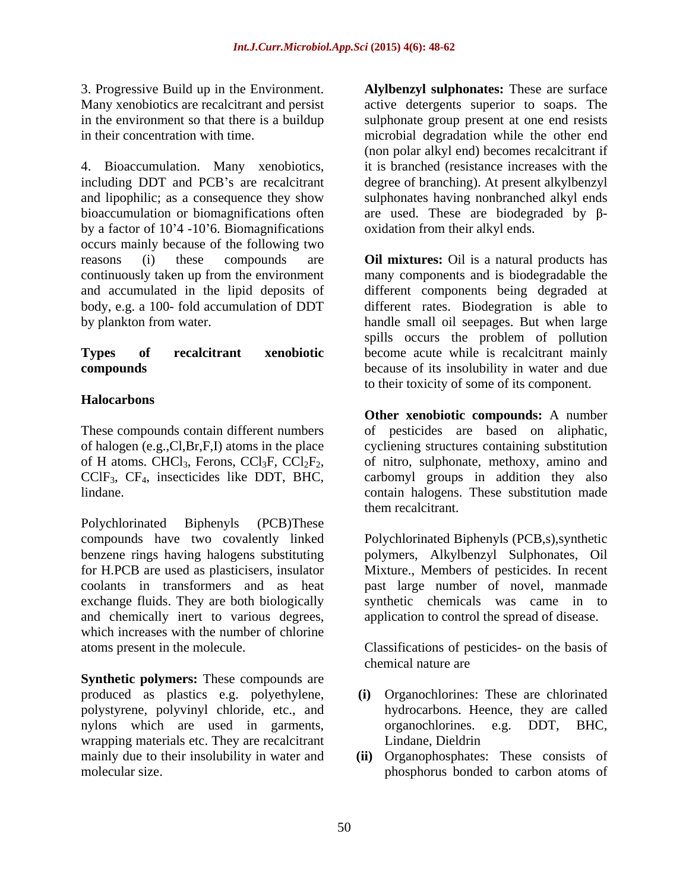3. Progressive Build up in the Environment. Many xenobiotics are recalcitrant and persist in the environment so that there is a buildup in their concentration with time.

4. Bioaccumulation. Many xenobiotics, including DDT and PCB's are recalcitrant and lipophilic; as a consequence they show bioaccumulation or biomagnifications often by a factor of 10'4 -10'6. Biomagnifications occurs mainly because of the following two reasons (i) these compounds are continuously taken up from the environment and accumulated in the lipid deposits of body, e.g. a 100- fold accumulation of DDT by plankton from water.

## Types of recalcitrant xenobiotic compounds

### Halocarbons

These compounds contain different numbers of halogen (e.g.,Cl,Br,F,I) atoms in the place of H atoms. $CHCl_3$, Ferons, $CCl_3F$, $CCl_2F_2$, $CClF_3$, $CF_4$, insecticides like DDT, BHC, lindane.

Polychlorinated Biphenyls (PCB)These compounds have two covalently linked benzene rings having halogens substituting for H.PCB are used as plasticisers, insulator coolants in transformers and as heat exchange fluids. They are both biologically and chemically inert to various degrees, which increases with the number of chlorine atoms present in the molecule.

**Synthetic polymers:** These compounds are produced as plastics e.g. polyethylene, polystyrene, polyvinyl chloride, etc., and nylons which are used in garments, wrapping materials etc. They are recalcitrant mainly due to their insolubility in water and molecular size.

**Alylbenzyl sulphonates:** These are surface active detergents superior to soaps. The sulphonate group present at one end resists microbial degradation while the other end (non polar alkyl end) becomes recalcitrant if it is branched (resistance increases with the degree of branching). At present alkylbenzyl sulphonates having nonbranched alkyl ends are used. These are biodegraded by β-oxidation from their alkyl ends.

**Oil mixtures:** Oil is a natural products has many components and is biodegradable the different components being degraded at different rates. Biodegration is able to handle small oil seepages. But when large spills occurs the problem of pollution become acute while is recalcitrant mainly because of its insolubility in water and due to their toxicity of some of its component.

**Other xenobiotic compounds:** A number of pesticides are based on aliphatic, cycliening structures containing substitution of nitro, sulphonate, methoxy, amino and carbomyl groups in addition they also contain halogens. These substitution made them recalcitrant.

Polychlorinated Biphenyls (PCB,s),synthetic polymers, Alkylbenzyl Sulphonates, Oil Mixture., Members of pesticides. In recent past large number of novel, manmade synthetic chemicals was came in to application to control the spread of disease.

Classifications of pesticides- on the basis of chemical nature are

- **(i)** Organochlorines: These are chlorinated hydrocarbons. Heence, they are called organochlorines. e.g. DDT, BHC, Lindane, Dieldrin
- **(ii)** Organophosphates: These consists of phosphorus bonded to carbon atoms of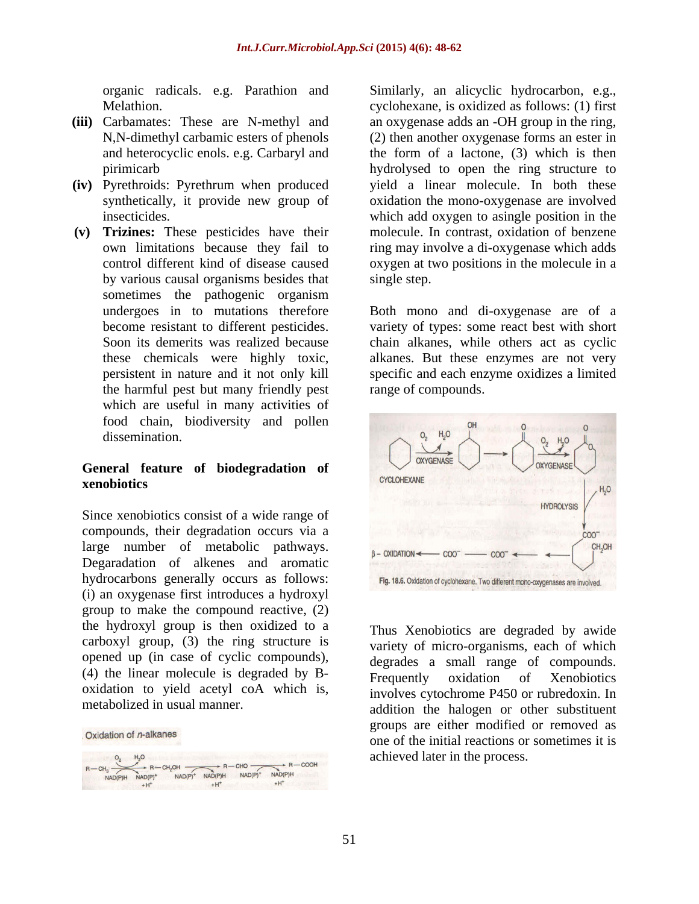organic radicals. e.g. Parathion and Melathion.

- **(iii)** Carbamates: These are N-methyl and N,N-dimethyl carbamic esters of phenols and heterocyclic enols. e.g. Carbaryl and pirimicarb
- **(iv)** Pyrethroids: Pyrethrum when produced synthetically, it provide new group of insecticides.
- **(v)** **Trizines:** These pesticides have their own limitations because they fail to control different kind of disease caused by various causal organisms besides that sometimes the pathogenic organism undergoes in to mutations therefore become resistant to different pesticides. Soon its demerits was realized because these chemicals were highly toxic, persistent in nature and it not only kill the harmful pest but many friendly pest which are useful in many activities of food chain, biodiversity and pollen dissemination.

## General feature of biodegradation of xenobiotics

Since xenobiotics consist of a wide range of compounds, their degradation occurs via a large number of metabolic pathways. Degaradation of alkenes and aromatic hydrocarbons generally occurs as follows: (i) an oxygenase first introduces a hydroxyl group to make the compound reactive, (2) the hydroxyl group is then oxidized to a carboxyl group, (3) the ring structure is opened up (in case of cyclic compounds), (4) the linear molecule is degraded by B-oxidation to yield acetyl coA which is, metabolized in usual manner.

Oxidation of *n*-alkanes

$$R-CH_3 \xrightarrow[NAD(P)H \;\; NAD(P)^+]{O_2 \;\; H_2O} R-CH_2OH \xrightarrow[NAD(P)^+ \;\; NAD(P)H + H^+]{} R-CHO \xrightarrow[NAD(P)^+ \;\; NAD(P)H + H^+]{} R-COOH$$

Similarly, an alicyclic hydrocarbon, e.g., cyclohexane, is oxidized as follows: (1) first an oxygenase adds an -OH group in the ring, (2) then another oxygenase forms an ester in the form of a lactone, (3) which is then hydrolysed to open the ring structure to yield a linear molecule. In both these oxidation the mono-oxygenase are involved which add oxygen to asingle position in the molecule. In contrast, oxidation of benzene ring may involve a di-oxygenase which adds oxygen at two positions in the molecule in a single step.

Both mono and di-oxygenase are of a variety of types: some react best with short chain alkanes, while others act as cyclic alkanes. But these enzymes are not very specific and each enzyme oxidizes a limited range of compounds.

Fig. 18.6. Oxidation of cyclohexane. Two different mono-oxygenases are involved.

Thus Xenobiotics are degraded by awide variety of micro-organisms, each of which degrades a small range of compounds. Frequently oxidation of Xenobiotics involves cytochrome P450 or rubredoxin. In addition the halogen or other substituent groups are either modified or removed as one of the initial reactions or sometimes it is achieved later in the process.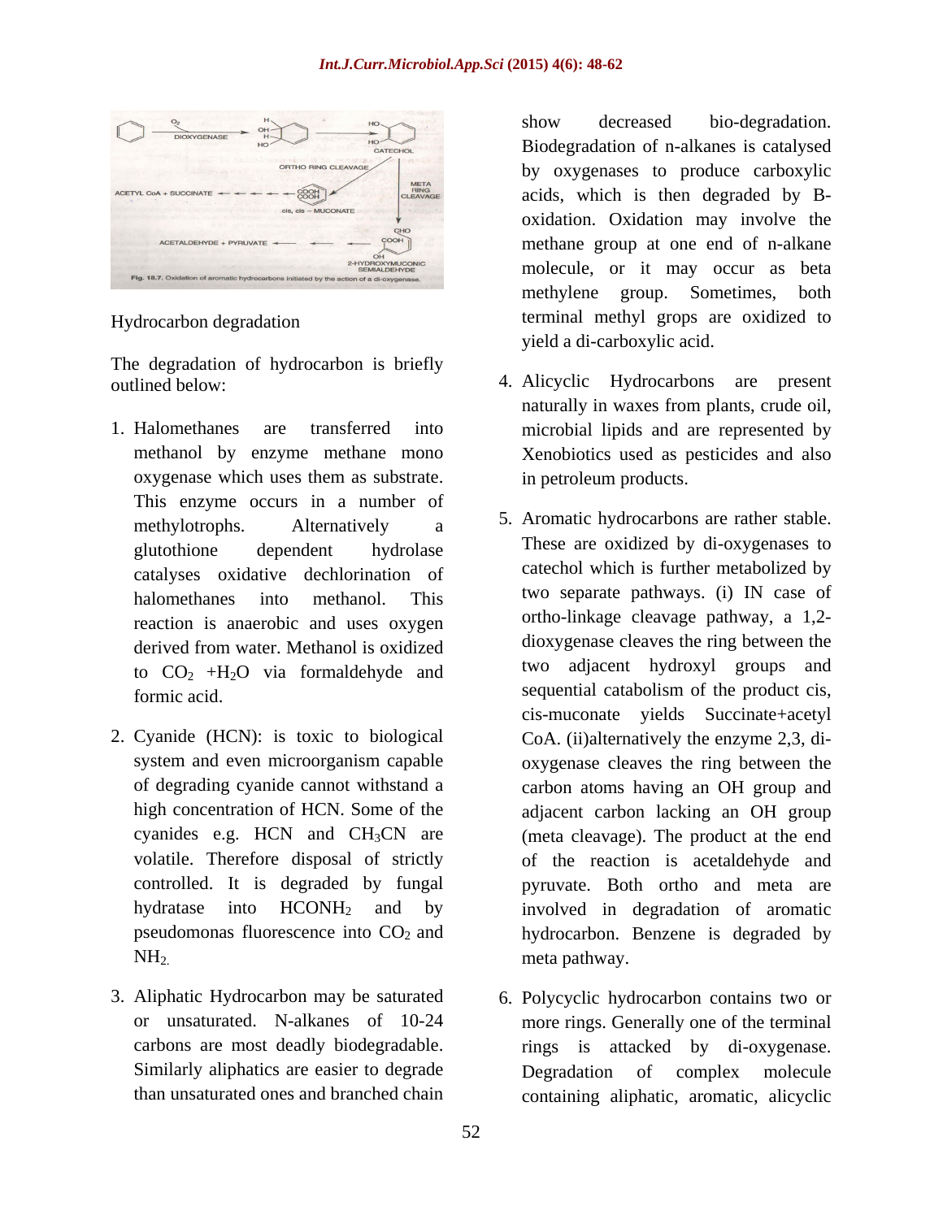Fig. 18.7. Oxidation of aromatic hydrocarbons initiated by the action of a di-oxygenase.

Hydrocarbon degradation

The degradation of hydrocarbon is briefly outlined below:

1. Halomethanes are transferred into methanol by enzyme methane mono oxygenase which uses them as substrate. This enzyme occurs in a number of methylotrophs. Alternatively a glutothione dependent hydrolase catalyses oxidative dechlorination of halomethanes into methanol. This reaction is anaerobic and uses oxygen derived from water. Methanol is oxidized to $CO_2$ +$H_2O$ via formaldehyde and formic acid.

2. Cyanide (HCN): is toxic to biological system and even microorganism capable of degrading cyanide cannot withstand a high concentration of HCN. Some of the cyanides e.g. HCN and $CH_3CN$ are volatile. Therefore disposal of strictly controlled. It is degraded by fungal hydratase into $HCONH_2$ and by pseudomonas fluorescence into $CO_2$ and $NH_2$.

3. Aliphatic Hydrocarbon may be saturated or unsaturated. N-alkanes of 10-24 carbons are most deadly biodegradable. Similarly aliphatics are easier to degrade than unsaturated ones and branched chain show decreased bio-degradation. Biodegradation of n-alkanes is catalysed by oxygenases to produce carboxylic acids, which is then degraded by B-oxidation. Oxidation may involve the methane group at one end of n-alkane molecule, or it may occur as beta methylene group. Sometimes, both terminal methyl grops are oxidized to yield a di-carboxylic acid.

4. Alicyclic Hydrocarbons are present naturally in waxes from plants, crude oil, microbial lipids and are represented by Xenobiotics used as pesticides and also in petroleum products.

5. Aromatic hydrocarbons are rather stable. These are oxidized by di-oxygenases to catechol which is further metabolized by two separate pathways. (i) IN case of ortho-linkage cleavage pathway, a 1,2-dioxygenase cleaves the ring between the two adjacent hydroxyl groups and sequential catabolism of the product cis, cis-muconate yields Succinate+acetyl CoA. (ii)alternatively the enzyme 2,3, di-oxygenase cleaves the ring between the carbon atoms having an OH group and adjacent carbon lacking an OH group (meta cleavage). The product at the end of the reaction is acetaldehyde and pyruvate. Both ortho and meta are involved in degradation of aromatic hydrocarbon. Benzene is degraded by meta pathway.

6. Polycyclic hydrocarbon contains two or more rings. Generally one of the terminal rings is attacked by di-oxygenase. Degradation of complex molecule containing aliphatic, aromatic, alicyclic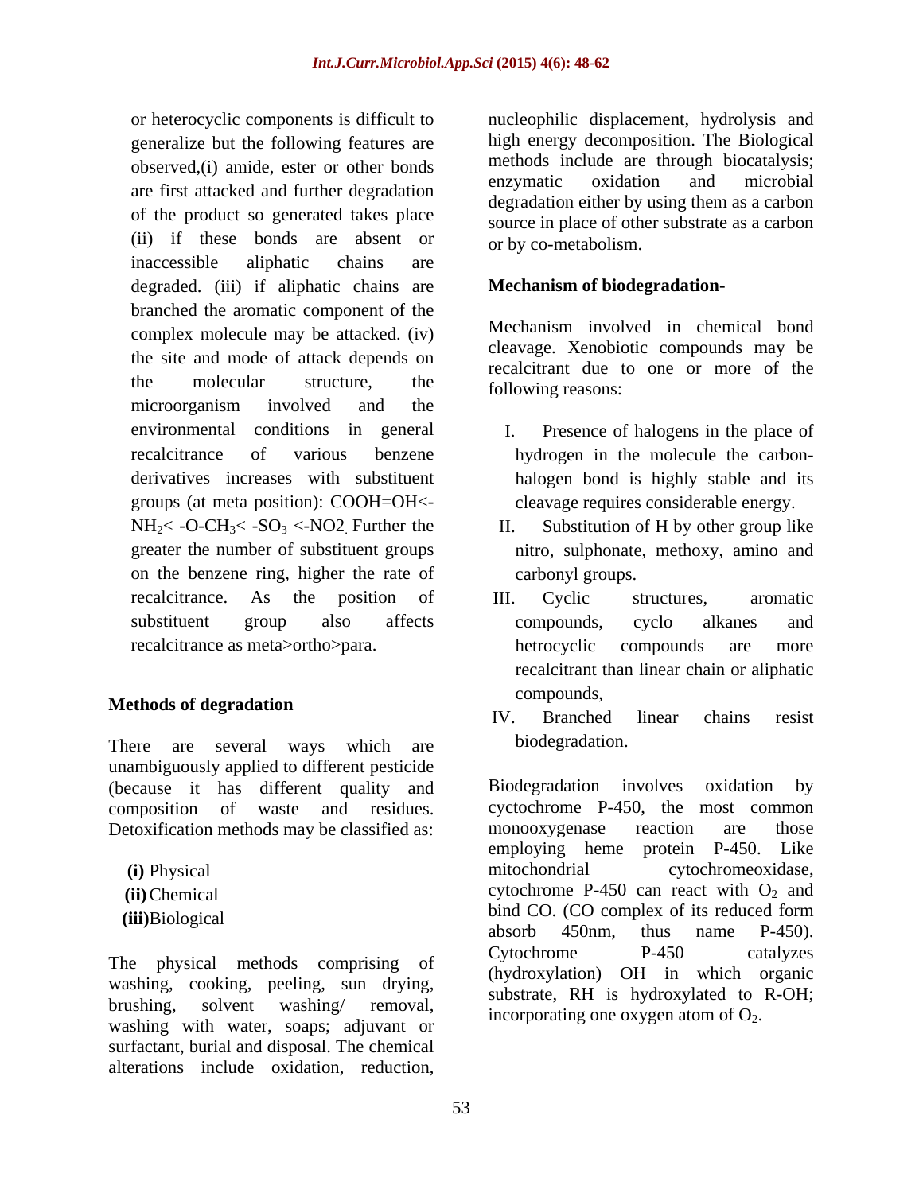or heterocyclic components is difficult to generalize but the following features are observed,(i) amide, ester or other bonds are first attacked and further degradation of the product so generated takes place (ii) if these bonds are absent or inaccessible aliphatic chains are degraded. (iii) if aliphatic chains are branched the aromatic component of the complex molecule may be attacked. (iv) the site and mode of attack depends on the molecular structure, the microorganism involved and the environmental conditions in general recalcitrance of various benzene derivatives increases with substituent groups (at meta position): COOH=OH<- $NH_2$< -O-$CH_3$< -$SO_3$ <-NO2. Further the greater the number of substituent groups on the benzene ring, higher the rate of recalcitrance. As the position of substituent group also affects recalcitrance as meta>ortho>para.

## Methods of degradation

There are several ways which are unambiguously applied to different pesticide (because it has different quality and composition of waste and residues. Detoxification methods may be classified as:

**(i)** Physical
**(ii)** Chemical
**(iii)** Biological

The physical methods comprising of washing, cooking, peeling, sun drying, brushing, solvent washing/ removal, washing with water, soaps; adjuvant or surfactant, burial and disposal. The chemical alterations include oxidation, reduction, nucleophilic displacement, hydrolysis and high energy decomposition. The Biological methods include are through biocatalysis; enzymatic oxidation and microbial degradation either by using them as a carbon source in place of other substrate as a carbon or by co-metabolism.

## Mechanism of biodegradation-

Mechanism involved in chemical bond cleavage. Xenobiotic compounds may be recalcitrant due to one or more of the following reasons:

I. Presence of halogens in the place of hydrogen in the molecule the carbon-halogen bond is highly stable and its cleavage requires considerable energy.
II. Substitution of H by other group like nitro, sulphonate, methoxy, amino and carbonyl groups.
III. Cyclic structures, aromatic compounds, cyclo alkanes and hetrocyclic compounds are more recalcitrant than linear chain or aliphatic compounds,
IV. Branched linear chains resist biodegradation.

Biodegradation involves oxidation by cyctochrome P-450, the most common monooxygenase reaction are those employing heme protein P-450. Like mitochondrial cytochromeoxidase, cytochrome P-450 can react with $O_2$ and bind CO. (CO complex of its reduced form absorb 450nm, thus name P-450). Cytochrome P-450 catalyzes (hydroxylation) OH in which organic substrate, RH is hydroxylated to R-OH; incorporating one oxygen atom of $O_2$.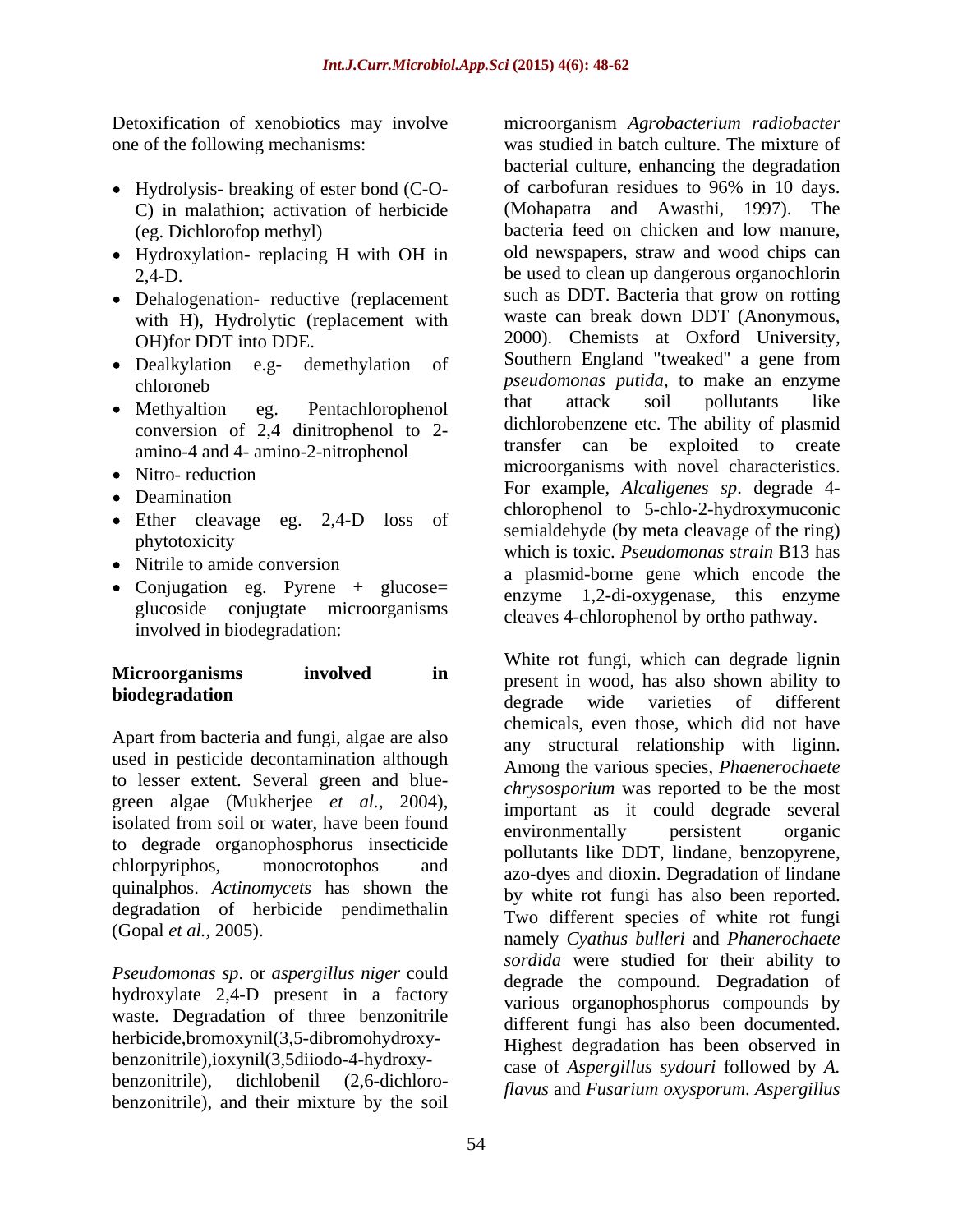Detoxification of xenobiotics may involve one of the following mechanisms:

- Hydrolysis- breaking of ester bond (C-O-C) in malathion; activation of herbicide (eg. Dichlorofop methyl)
- Hydroxylation- replacing H with OH in 2,4-D.
- Dehalogenation- reductive (replacement with H), Hydrolytic (replacement with OH)for DDT into DDE.
- Dealkylation e.g- demethylation of chloroneb
- Methyaltion eg. Pentachlorophenol conversion of 2,4 dinitrophenol to 2-amino-4 and 4- amino-2-nitrophenol
- Nitro- reduction
- Deamination
- Ether cleavage eg. 2,4-D loss of phytotoxicity
- Nitrile to amide conversion
- Conjugation eg. Pyrene + glucose= glucoside conjutgate microorganisms involved in biodegradation:

**Microorganisms involved in biodegradation**

Apart from bacteria and fungi, algae are also used in pesticide decontamination although to lesser extent. Several green and blue-green algae (Mukherjee *et al.,* 2004), isolated from soil or water, have been found to degrade organophosphorus insecticide chlorpyriphos, monocrotophos and quinalphos. *Actinomycets* has shown the degradation of herbicide pendimethalin (Gopal *et al.,* 2005).

*Pseudomonas sp*. or *aspergillus niger* could hydroxylate 2,4-D present in a factory waste. Degradation of three benzonitrile herbicide,bromoxynil(3,5-dibromohydroxy-benzonitrile),ioxynil(3,5diiodo-4-hydroxy-benzonitrile), dichlobenil (2,6-dichloro-benzonitrile), and their mixture by the soil microorganism *Agrobacterium radiobacter* was studied in batch culture. The mixture of bacterial culture, enhancing the degradation of carbofuran residues to 96% in 10 days. (Mohapatra and Awasthi, 1997). The bacteria feed on chicken and low manure, old newspapers, straw and wood chips can be used to clean up dangerous organochlorin such as DDT. Bacteria that grow on rotting waste can break down DDT (Anonymous, 2000). Chemists at Oxford University, Southern England "tweaked" a gene from *pseudomonas putida,* to make an enzyme that attack soil pollutants like dichlorobenzene etc. The ability of plasmid transfer can be exploited to create microorganisms with novel characteristics. For example, *Alcaligenes sp*. degrade 4-chlorophenol to 5-chlo-2-hydroxymuconic semialdehyde (by meta cleavage of the ring) which is toxic. *Pseudomonas strain* B13 has a plasmid-borne gene which encode the enzyme 1,2-di-oxygenase, this enzyme cleaves 4-chlorophenol by ortho pathway.

White rot fungi, which can degrade lignin present in wood, has also shown ability to degrade wide varieties of different chemicals, even those, which did not have any structural relationship with liginn. Among the various species, *Phaenerochaete chrysosporium* was reported to be the most important as it could degrade several environmentally persistent organic pollutants like DDT, lindane, benzopyrene, azo-dyes and dioxin. Degradation of lindane by white rot fungi has also been reported. Two different species of white rot fungi namely *Cyathus bulleri* and *Phanerochaete sordida* were studied for their ability to degrade the compound. Degradation of various organophosphorus compounds by different fungi has also been documented. Highest degradation has been observed in case of *Aspergillus sydouri* followed by *A. flavus* and *Fusarium oxysporum*. *Aspergillus*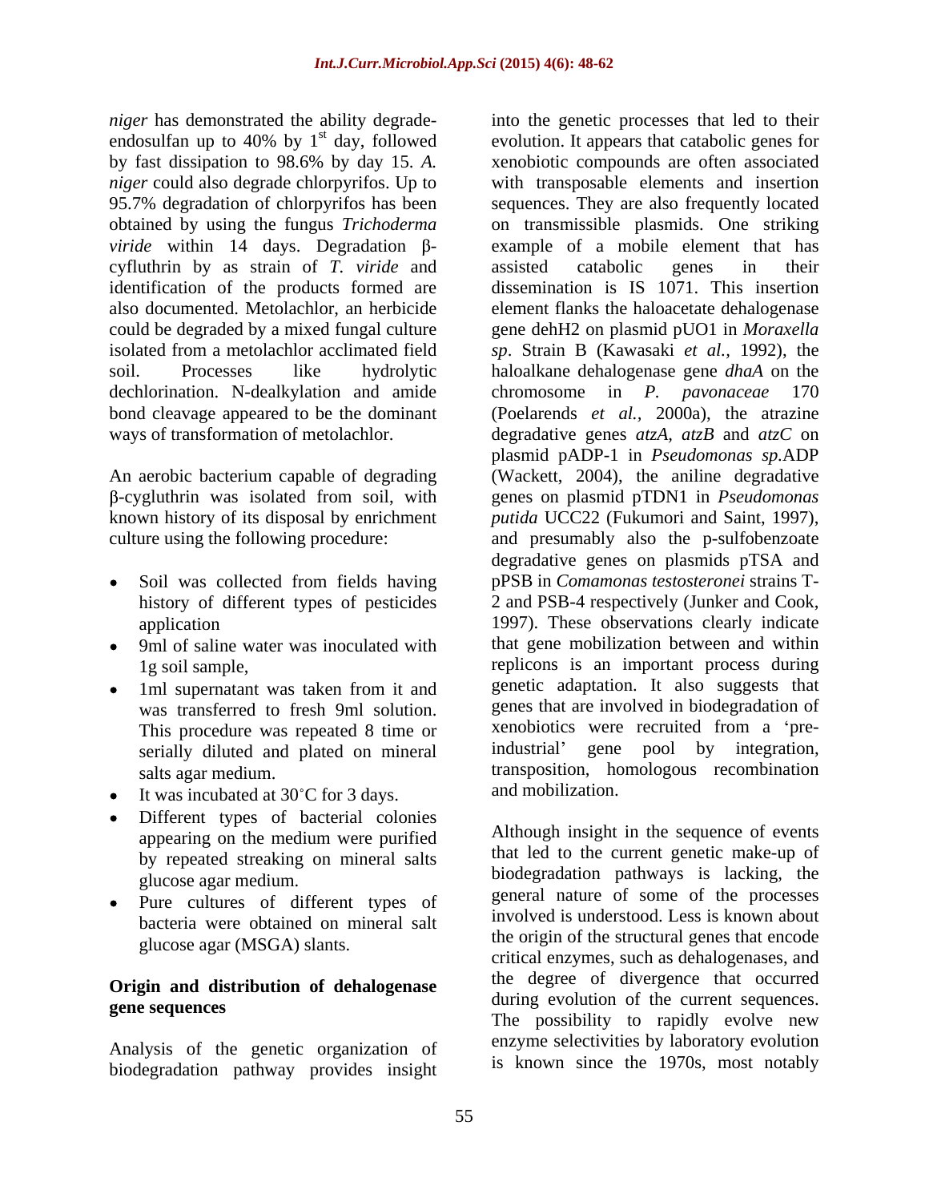*niger* has demonstrated the ability degrade-endosulfan up to 40% by 1st day, followed by fast dissipation to 98.6% by day 15. *A. niger* could also degrade chlorpyrifos. Up to 95.7% degradation of chlorpyrifos has been obtained by using the fungus *Trichoderma viride* within 14 days. Degradation β-cyfluthrin by as strain of *T. viride* and identification of the products formed are also documented. Metolachlor, an herbicide could be degraded by a mixed fungal culture isolated from a metolachlor acclimated field soil. Processes like hydrolytic dechlorination. N-dealkylation and amide bond cleavage appeared to be the dominant ways of transformation of metolachlor.

An aerobic bacterium capable of degrading β-cygluthrin was isolated from soil, with known history of its disposal by enrichment culture using the following procedure:

- Soil was collected from fields having history of different types of pesticides application
- 9ml of saline water was inoculated with 1g soil sample,
- 1ml supernatant was taken from it and was transferred to fresh 9ml solution. This procedure was repeated 8 time or serially diluted and plated on mineral salts agar medium.
- It was incubated at 30˚C for 3 days.
- Different types of bacterial colonies appearing on the medium were purified by repeated streaking on mineral salts glucose agar medium.
- Pure cultures of different types of bacteria were obtained on mineral salt glucose agar (MSGA) slants.

## Origin and distribution of dehalogenase gene sequences

Analysis of the genetic organization of biodegradation pathway provides insight into the genetic processes that led to their evolution. It appears that catabolic genes for xenobiotic compounds are often associated with transposable elements and insertion sequences. They are also frequently located on transmissible plasmids. One striking example of a mobile element that has assisted catabolic genes in their dissemination is IS 1071. This insertion element flanks the haloacetate dehalogenase gene dehH2 on plasmid pUO1 in *Moraxella sp*. Strain B (Kawasaki *et al.,* 1992), the haloalkane dehalogenase gene *dhaA* on the chromosome in *P. pavonaceae* 170 (Poelarends *et al.,* 2000a), the atrazine degradative genes *atzA, atzB* and *atzC* on plasmid pADP-1 in *Pseudomonas sp.*ADP (Wackett, 2004), the aniline degradative genes on plasmid pTDN1 in *Pseudomonas putida* UCC22 (Fukumori and Saint, 1997), and presumably also the p-sulfobenzoate degradative genes on plasmids pTSA and pPSB in *Comamonas testosteronei* strains T-2 and PSB-4 respectively (Junker and Cook, 1997). These observations clearly indicate that gene mobilization between and within replicons is an important process during genetic adaptation. It also suggests that genes that are involved in biodegradation of xenobiotics were recruited from a 'pre-industrial' gene pool by integration, transposition, homologous recombination and mobilization.

Although insight in the sequence of events that led to the current genetic make-up of biodegradation pathways is lacking, the general nature of some of the processes involved is understood. Less is known about the origin of the structural genes that encode critical enzymes, such as dehalogenases, and the degree of divergence that occurred during evolution of the current sequences. The possibility to rapidly evolve new enzyme selectivities by laboratory evolution is known since the 1970s, most notably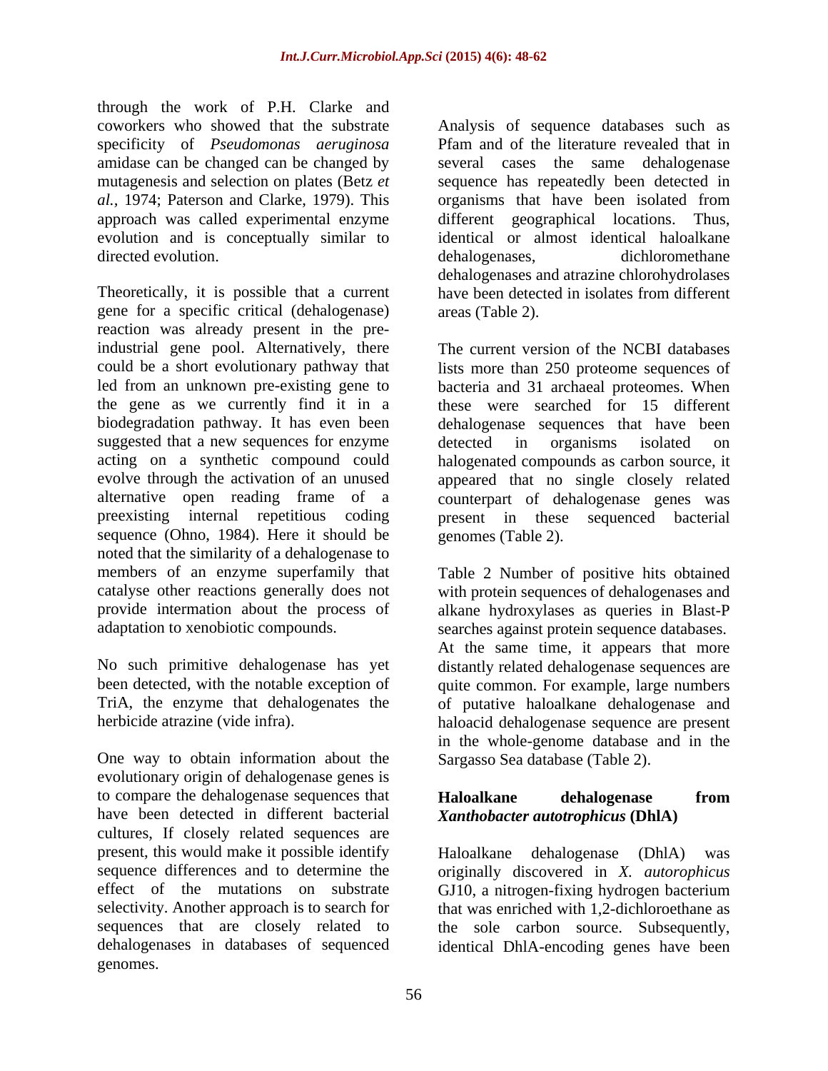through the work of P.H. Clarke and coworkers who showed that the substrate specificity of *Pseudomonas aeruginosa* amidase can be changed can be changed by mutagenesis and selection on plates (Betz *et al.*, 1974; Paterson and Clarke, 1979). This approach was called experimental enzyme evolution and is conceptually similar to directed evolution.

Theoretically, it is possible that a current gene for a specific critical (dehalogenase) reaction was already present in the pre-industrial gene pool. Alternatively, there could be a short evolutionary pathway that led from an unknown pre-existing gene to the gene as we currently find it in a biodegradation pathway. It has even been suggested that a new sequences for enzyme acting on a synthetic compound could evolve through the activation of an unused alternative open reading frame of a preexisting internal repetitious coding sequence (Ohno, 1984). Here it should be noted that the similarity of a dehalogenase to members of an enzyme superfamily that catalyse other reactions generally does not provide intermation about the process of adaptation to xenobiotic compounds.

No such primitive dehalogenase has yet been detected, with the notable exception of TriA, the enzyme that dehalogenates the herbicide atrazine (vide infra).

One way to obtain information about the evolutionary origin of dehalogenase genes is to compare the dehalogenase sequences that have been detected in different bacterial cultures, If closely related sequences are present, this would make it possible identify sequence differences and to determine the effect of the mutations on substrate selectivity. Another approach is to search for sequences that are closely related to dehalogenases in databases of sequenced genomes.

Analysis of sequence databases such as Pfam and of the literature revealed that in several cases the same dehalogenase sequence has repeatedly been detected in organisms that have been isolated from different geographical locations. Thus, identical or almost identical haloalkane dehalogenases, dichloromethane dehalogenases and atrazine chlorohydrolases have been detected in isolates from different areas (Table 2).

The current version of the NCBI databases lists more than 250 proteome sequences of bacteria and 31 archaeal proteomes. When these were searched for 15 different dehalogenase sequences that have been detected in organisms isolated on halogenated compounds as carbon source, it appeared that no single closely related counterpart of dehalogenase genes was present in these sequenced bacterial genomes (Table 2).

Table 2 Number of positive hits obtained with protein sequences of dehalogenases and alkane hydroxylases as queries in Blast-P searches against protein sequence databases. At the same time, it appears that more distantly related dehalogenase sequences are quite common. For example, large numbers of putative haloalkane dehalogenase and haloacid dehalogenase sequence are present in the whole-genome database and in the Sargasso Sea database (Table 2).

## Haloalkane dehalogenase from *Xanthobacter autotrophicus* (DhlA)

Haloalkane dehalogenase (DhlA) was originally discovered in *X. autorophicus* GJ10, a nitrogen-fixing hydrogen bacterium that was enriched with 1,2-dichloroethane as the sole carbon source. Subsequently, identical DhlA-encoding genes have been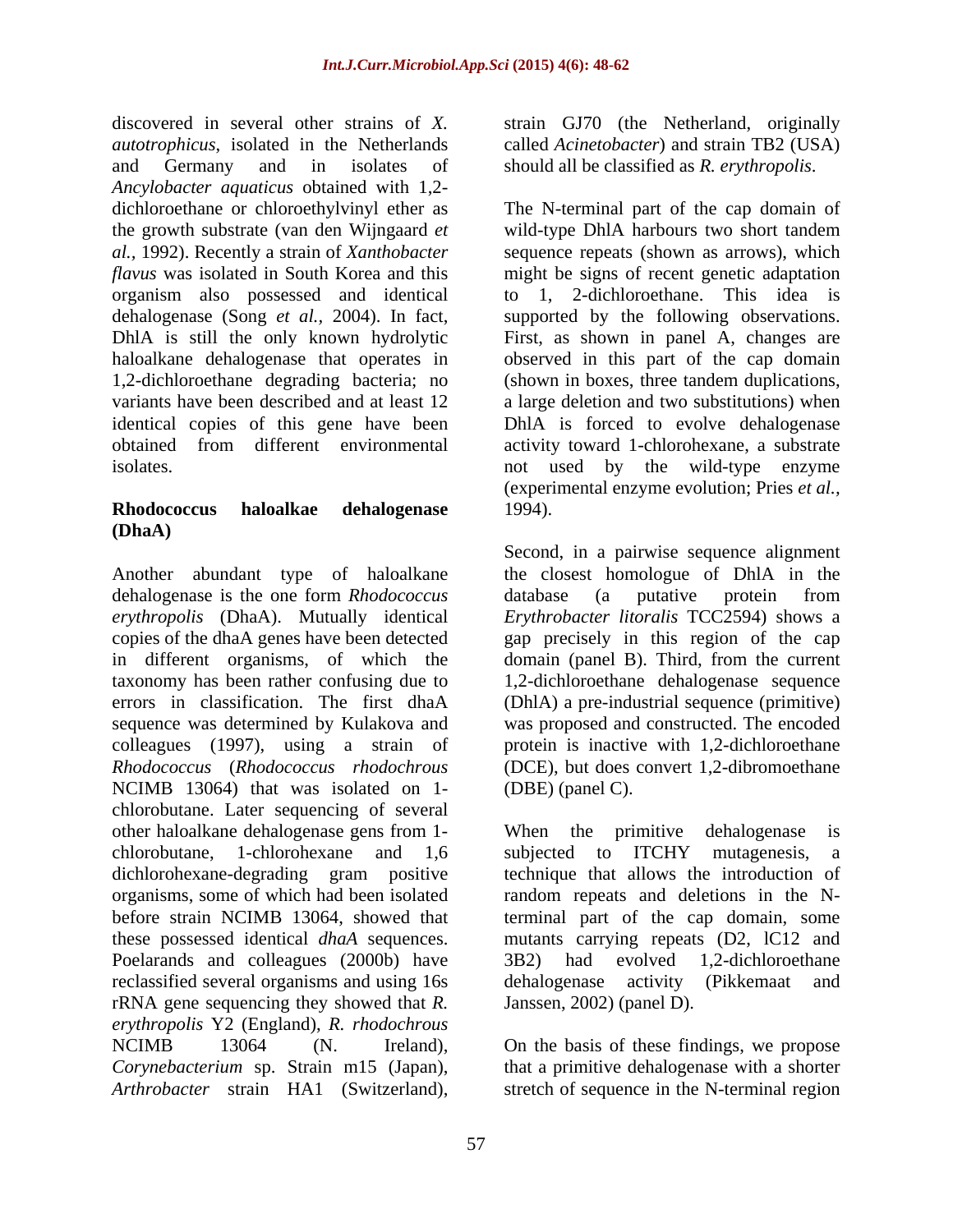discovered in several other strains of *X. autotrophicus*, isolated in the Netherlands and Germany and in isolates of *Ancylobacter aquaticus* obtained with 1,2-dichloroethane or chloroethylvinyl ether as the growth substrate (van den Wijngaard *et al.*, 1992). Recently a strain of *Xanthobacter flavus* was isolated in South Korea and this organism also possessed and identical dehalogenase (Song *et al.*, 2004). In fact, DhlA is still the only known hydrolytic haloalkane dehalogenase that operates in 1,2-dichloroethane degrading bacteria; no variants have been described and at least 12 identical copies of this gene have been obtained from different environmental isolates.

### Rhodococcus haloalkae dehalogenase (DhaA)

Another abundant type of haloalkane dehalogenase is the one form *Rhodococcus erythropolis* (DhaA). Mutually identical copies of the dhaA genes have been detected in different organisms, of which the taxonomy has been rather confusing due to errors in classification. The first dhaA sequence was determined by Kulakova and colleagues (1997), using a strain of *Rhodococcus* (*Rhodococcus rhodochrous* NCIMB 13064) that was isolated on 1-chlorobutane. Later sequencing of several other haloalkane dehalogenase gens from 1-chlorobutane, 1-chlorohexane and 1,6 dichlorohexane-degrading gram positive organisms, some of which had been isolated before strain NCIMB 13064, showed that these possessed identical *dhaA* sequences. Poelarands and colleagues (2000b) have reclassified several organisms and using 16s rRNA gene sequencing they showed that *R. erythropolis* Y2 (England), *R. rhodochrous* NCIMB 13064 (N. Ireland), *Corynebacterium* sp. Strain m15 (Japan), *Arthrobacter* strain HA1 (Switzerland), strain GJ70 (the Netherland, originally called *Acinetobacter*) and strain TB2 (USA) should all be classified as *R. erythropolis*.

The N-terminal part of the cap domain of wild-type DhlA harbours two short tandem sequence repeats (shown as arrows), which might be signs of recent genetic adaptation to 1, 2-dichloroethane. This idea is supported by the following observations. First, as shown in panel A, changes are observed in this part of the cap domain (shown in boxes, three tandem duplications, a large deletion and two substitutions) when DhlA is forced to evolve dehalogenase activity toward 1-chlorohexane, a substrate not used by the wild-type enzyme (experimental enzyme evolution; Pries *et al.*, 1994).

Second, in a pairwise sequence alignment the closest homologue of DhlA in the database (a putative protein from *Erythrobacter litoralis* TCC2594) shows a gap precisely in this region of the cap domain (panel B). Third, from the current 1,2-dichloroethane dehalogenase sequence (DhlA) a pre-industrial sequence (primitive) was proposed and constructed. The encoded protein is inactive with 1,2-dichloroethane (DCE), but does convert 1,2-dibromoethane (DBE) (panel C).

When the primitive dehalogenase is subjected to ITCHY mutagenesis, a technique that allows the introduction of random repeats and deletions in the N-terminal part of the cap domain, some mutants carrying repeats (D2, lC12 and 3B2) had evolved 1,2-dichloroethane dehalogenase activity (Pikkemaat and Janssen, 2002) (panel D).

On the basis of these findings, we propose that a primitive dehalogenase with a shorter stretch of sequence in the N-terminal region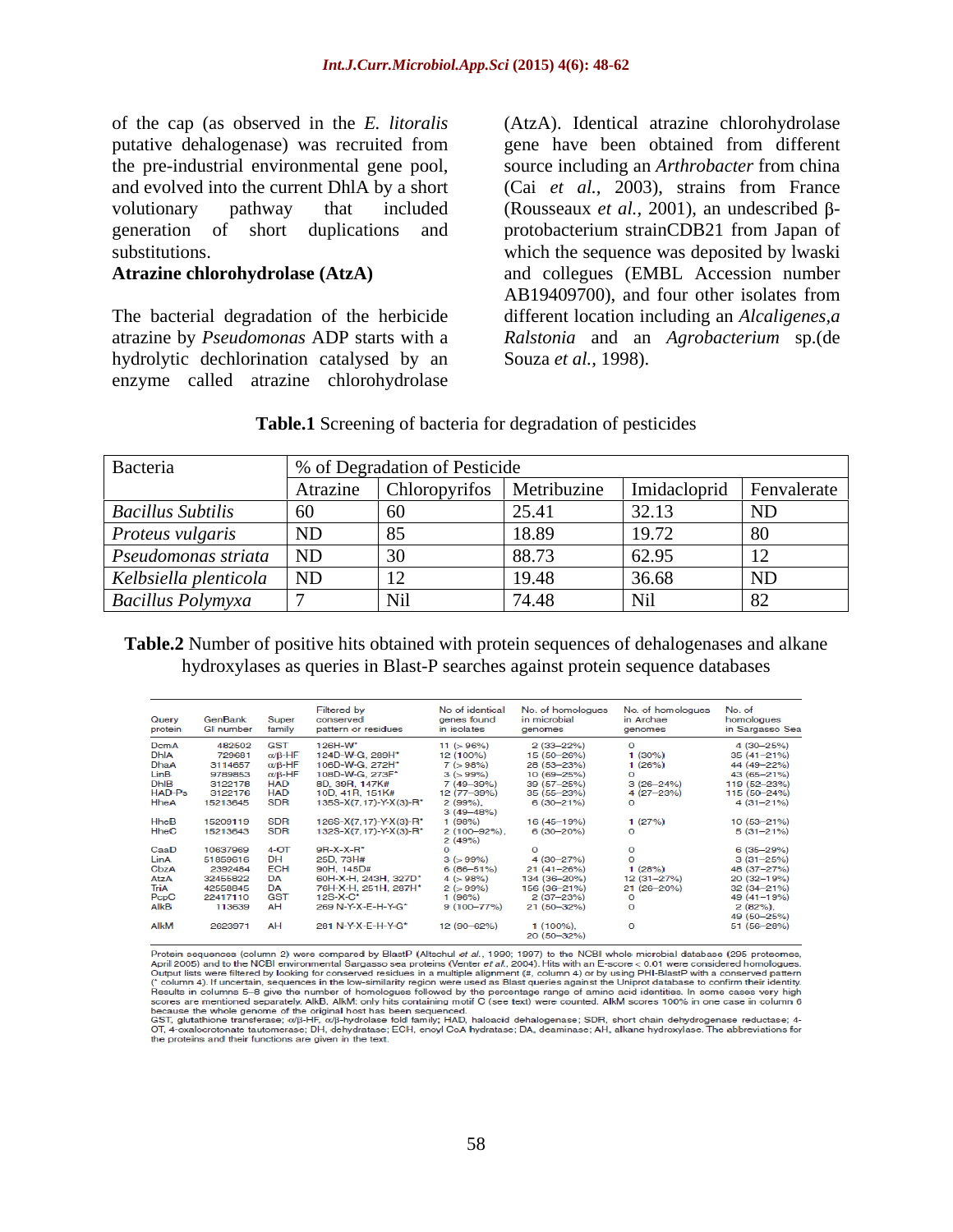of the cap (as observed in the *E. litoralis* putative dehalogenase) was recruited from the pre-industrial environmental gene pool, and evolved into the current DhlA by a short volutionary pathway that included generation of short duplications and substitutions.

**Atrazine chlorohydrolase (AtzA)**

The bacterial degradation of the herbicide atrazine by *Pseudomonas* ADP starts with a hydrolytic dechlorination catalysed by an enzyme called atrazine chlorohydrolase (AtzA). Identical atrazine chlorohydrolase gene have been obtained from different source including an *Arthrobacter* from china (Cai *et al.,* 2003), strains from France (Rousseaux *et al.*, 2001), an undescribed β-protobacterium strainCDB21 from Japan of which the sequence was deposited by lwaski and collegues (EMBL Accession number AB19409700), and four other isolates from different location including an *Alcaligenes,a Ralstonia* and an *Agrobacterium* sp.(de Souza *et al.*, 1998).

**Table.1** Screening of bacteria for degradation of pesticides

| Bacteria | % of Degradation of Pesticide | | | | |
|---|---|---|---|---|---|
| | Atrazine | Chloropyrifos | Metribuzine | Imidacloprid | Fenvalerate |
| *Bacillus Subtilis* | 60 | 60 | 25.41 | 32.13 | ND |
| *Proteus vulgaris* | ND | 85 | 18.89 | 19.72 | 80 |
| *Pseudomonas striata* | ND | 30 | 88.73 | 62.95 | 12 |
| *Kelbsiella plenticola* | ND | 12 | 19.48 | 36.68 | ND |
| *Bacillus Polymyxa* | 7 | Nil | 74.48 | Nil | 82 |

**Table.2** Number of positive hits obtained with protein sequences of dehalogenases and alkane hydroxylases as queries in Blast-P searches against protein sequence databases

| Query protein | GenBank GI number | Super family | Filtered by conserved pattern or residues | No of identical genes found in isolates | No. of homologues in microbial genomes | No. of homologues in Archae genomes | No. of homologues in Sargasso Sea |
|---|---|---|---|---|---|---|---|
| DcmA | 482502 | GST | 126H-W* | 11 (> 96%) | 2 (33–22%) | 0 | 4 (30–25%) |
| DhlA | 729681 | α/β-HF | 124D-W-G, 289H* | 12 (100%) | 15 (50–26%) | 1 (30%) | 35 (41–21%) |
| DhaA | 3114657 | α/β-HF | 106D-W-G, 272H* | 7 (> 98%) | 28 (53–23%) | 1 (26%) | 44 (49–22%) |
| LinB | 9789853 | α/β-HF | 108D-W-G, 273F* | 3 (> 99%) | 10 (69–25%) | 0 | 43 (65–21%) |
| DhlB | 3122178 | HAD | 8D, 39R, 147K# | 7 (49–39%) | 39 (57–25%) | 3 (26–24%) | 119 (52–23%) |
| HAD-Ps | 3122176 | HAD | 10D, 41R, 151K# | 12 (77–39%) | 35 (55–23%) | 4 (27–23%) | 115 (50–24%) |
| HheA | 15213645 | SDR | 135S-X(7,17)-Y-X(3)-R* | 2 (99%), 3 (49–48%) | 6 (30–21%) | 0 | 4 (31–21%) |
| HheB | 15209119 | SDR | 126S-X(7,17)-Y-X(3)-R* | 1 (98%) | 16 (45–19%) | 1 (27%) | 10 (53–21%) |
| HheC | 15213643 | SDR | 132S-X(7,17)-Y-X(3)-R* | 2 (100–92%), 2 (49%) | 6 (30–20%) | 0 | 5 (31–21%) |
| CaaD | 10637969 | 4-OT | 9R-X-X-R* | 0 | 0 | 0 | 6 (35–29%) |
| LinA | 51859616 | DH | 25D, 73H# | 3 (> 99%) | 4 (30–27%) | 0 | 3 (31–25%) |
| CbzA | 2392484 | ECH | 90H, 145D# | 6 (86–51%) | 21 (41–26%) | 1 (28%) | 48 (37–27%) |
| AtzA | 32455822 | DA | 60H-X-H, 243H, 327D* | 4 (> 98%) | 134 (36–20%) | 12 (31–27%) | 20 (32–19%) |
| TriA | 42558845 | DA | 76H-X-H, 251H, 287H* | 2 (> 99%) | 156 (36–21%) | 21 (26–20%) | 32 (34–21%) |
| PcpC | 22417110 | GST | 12S-X-C* | 1 (96%) | 2 (37–23%) | 0 | 49 (41–19%) |
| AlkB | 113639 | AH | 269 N-Y-X-E-H-Y-G* | 9 (100–77%) | 21 (50–32%) | 0 | 2 (82%), 49 (50–25%) |
| AlkM | 2623971 | AH | 281 N-Y-X-E-H-Y-G* | 12 (90–62%) | 1 (100%), 20 (50–32%) | 0 | 51 (56–28%) |

Protein sequences (column 2) were compared by BlastP (Altschul *et al.*, 1990; 1997) to the NCBI whole microbial database (295 proteomes, April 2005) and to the NCBI environmental Sargasso sea proteins (Venter *et al.*, 2004). Hits with an E-score < 0.01 were considered homologues. Output lists were filtered by looking for conserved residues in a multiple alignment (#, column 4) or by using PHI-BlastP with a conserved pattern (* column 4). If uncertain, sequences in the low-similarity region were used as Blast queries against the Uniprot database to confirm their identity. Results in columns 5–8 give the number of homologues followed by the percentage range of amino acid identities. In some cases very high scores are mentioned separately. AlkB, AlkM: only hits containing motif C (see text) were counted. AlkM scores 100% in one case in column 6 because the whole genome of the original host has been sequenced.
GST, glutathione transferase; α/β-HF, α/β-hydrolase fold family; HAD, haloacid dehalogenase; SDR, short chain dehydrogenase reductase; 4-OT, 4-oxalocrotonate tautomerase; DH, dehydratase; ECH, enoyl CoA hydratase; DA, deaminase; AH, alkane hydroxylase. The abbreviations for the proteins and their functions are given in the text.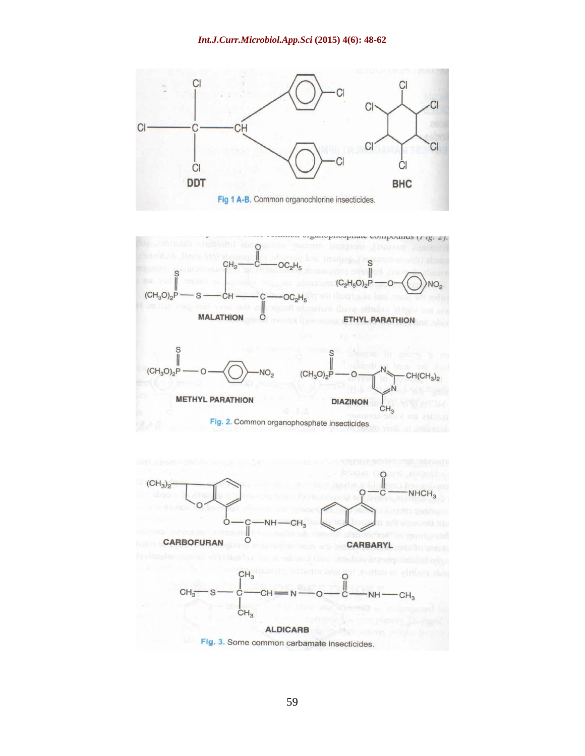Fig 1 A-B. Common organochlorine insecticides.

Fig. 2. Common organophosphate insecticides.

Fig. 3. Some common carbamate insecticides.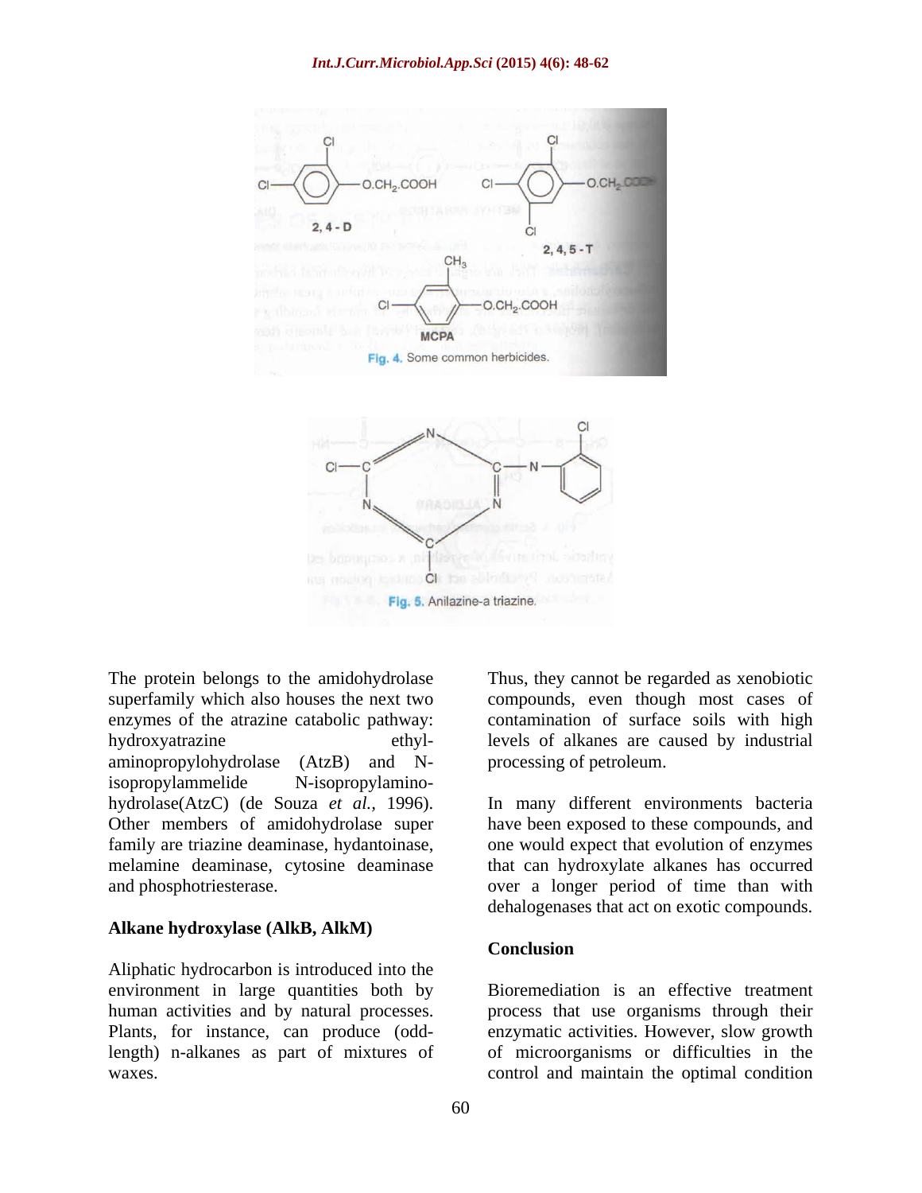Fig. 4. Some common herbicides.

Fig. 5. Anilazine-a triazine.

The protein belongs to the amidohydrolase superfamily which also houses the next two enzymes of the atrazine catabolic pathway: hydroxyatrazine ethyl-aminopropylohydrolase (AtzB) and N-isopropylammelide N-isopropylamino-hydrolase(AtzC) (de Souza *et al.*, 1996). Other members of amidohydrolase super family are triazine deaminase, hydantoinase, melamine deaminase, cytosine deaminase and phosphotriesterase.

### Alkane hydroxylase (AlkB, AlkM)

Aliphatic hydrocarbon is introduced into the environment in large quantities both by human activities and by natural processes. Plants, for instance, can produce (odd-length) n-alkanes as part of mixtures of waxes.

Thus, they cannot be regarded as xenobiotic compounds, even though most cases of contamination of surface soils with high levels of alkanes are caused by industrial processing of petroleum.

In many different environments bacteria have been exposed to these compounds, and one would expect that evolution of enzymes that can hydroxylate alkanes has occurred over a longer period of time than with dehalogenases that act on exotic compounds.

### Conclusion

Bioremediation is an effective treatment process that use organisms through their enzymatic activities. However, slow growth of microorganisms or difficulties in the control and maintain the optimal condition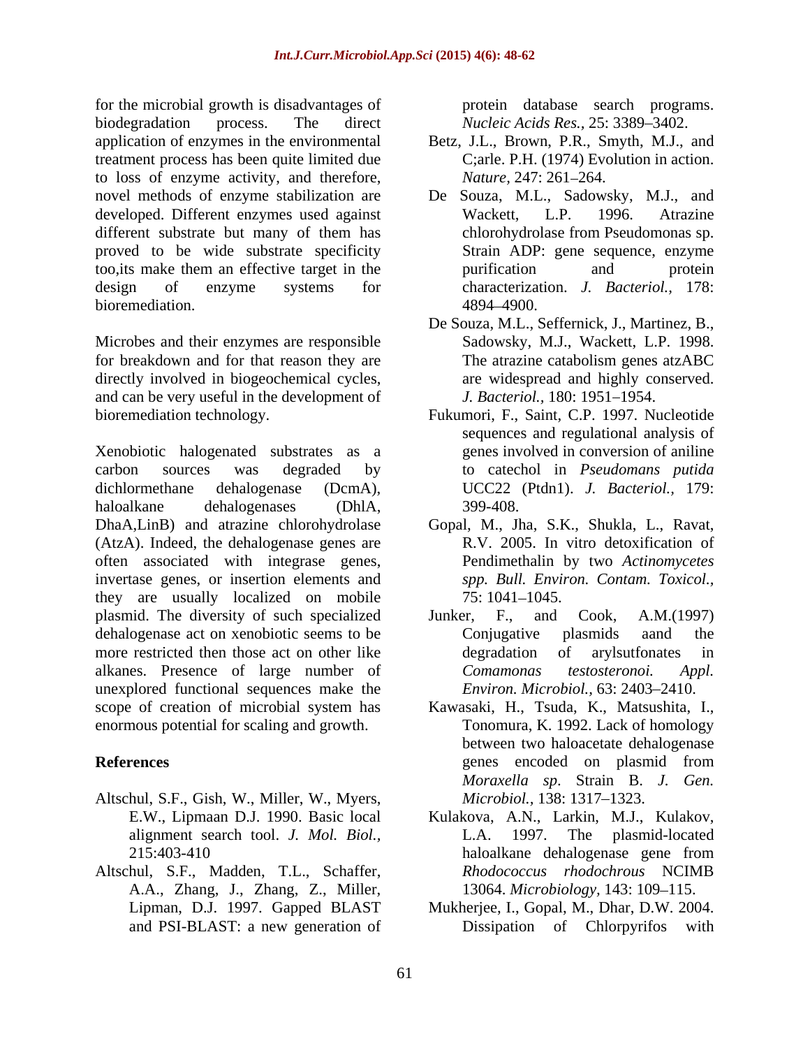for the microbial growth is disadvantages of biodegradation process. The direct application of enzymes in the environmental treatment process has been quite limited due to loss of enzyme activity, and therefore, novel methods of enzyme stabilization are developed. Different enzymes used against different substrate but many of them has proved to be wide substrate specificity too,its make them an effective target in the design of enzyme systems for bioremediation.

Microbes and their enzymes are responsible for breakdown and for that reason they are directly involved in biogeochemical cycles, and can be very useful in the development of bioremediation technology.

Xenobiotic halogenated substrates as a carbon sources was degraded by dichlormethane dehalogenase (DcmA), haloalkane dehalogenases (DhlA, DhaA,LinB) and atrazine chlorohydrolase (AtzA). Indeed, the dehalogenase genes are often associated with integrase genes, invertase genes, or insertion elements and they are usually localized on mobile plasmid. The diversity of such specialized dehalogenase act on xenobiotic seems to be more restricted then those act on other like alkanes. Presence of large number of unexplored functional sequences make the scope of creation of microbial system has enormous potential for scaling and growth.

## References

Altschul, S.F., Gish, W., Miller, W., Myers, E.W., Lipmaan D.J. 1990. Basic local alignment search tool. *J. Mol. Biol.,* 215:403-410

Altschul, S.F., Madden, T.L., Schaffer, A.A., Zhang, J., Zhang, Z., Miller, Lipman, D.J. 1997. Gapped BLAST and PSI-BLAST: a new generation of protein database search programs. *Nucleic Acids Res.,* 25: 3389–3402.

Betz, J.L., Brown, P.R., Smyth, M.J., and C;arle. P.H. (1974) Evolution in action. *Nature,* 247: 261–264.

De Souza, M.L., Sadowsky, M.J., and Wackett, L.P. 1996. Atrazine chlorohydrolase from Pseudomonas sp. Strain ADP: gene sequence, enzyme purification and protein characterization. *J. Bacteriol.,* 178: 4894–4900.

De Souza, M.L., Seffernick, J., Martinez, B., Sadowsky, M.J., Wackett, L.P. 1998. The atrazine catabolism genes atzABC are widespread and highly conserved. *J. Bacteriol.,* 180: 1951–1954.

Fukumori, F., Saint, C.P. 1997. Nucleotide sequences and regulational analysis of genes involved in conversion of aniline to catechol in *Pseudomans putida* UCC22 (Ptdn1). *J. Bacteriol.,* 179: 399-408.

Gopal, M., Jha, S.K., Shukla, L., Ravat, R.V. 2005. In vitro detoxification of Pendimethalin by two *Actinomycetes spp. Bull. Environ. Contam. Toxicol.,* 75: 1041–1045.

Junker, F., and Cook, A.M.(1997) Conjugative plasmids aand the degradation of arylsutfonates in *Comamonas testosteronoi. Appl. Environ. Microbiol.,* 63: 2403–2410.

Kawasaki, H., Tsuda, K., Matsushita, I., Tonomura, K. 1992. Lack of homology between two haloacetate dehalogenase genes encoded on plasmid from *Moraxella sp*. Strain B. *J. Gen. Microbiol.,* 138: 1317–1323.

Kulakova, A.N., Larkin, M.J., Kulakov, L.A. 1997. The plasmid-located haloalkane dehalogenase gene from *Rhodococcus rhodochrous* NCIMB 13064. *Microbiology,* 143: 109–115.

Mukherjee, I., Gopal, M., Dhar, D.W. 2004. Dissipation of Chlorpyrifos with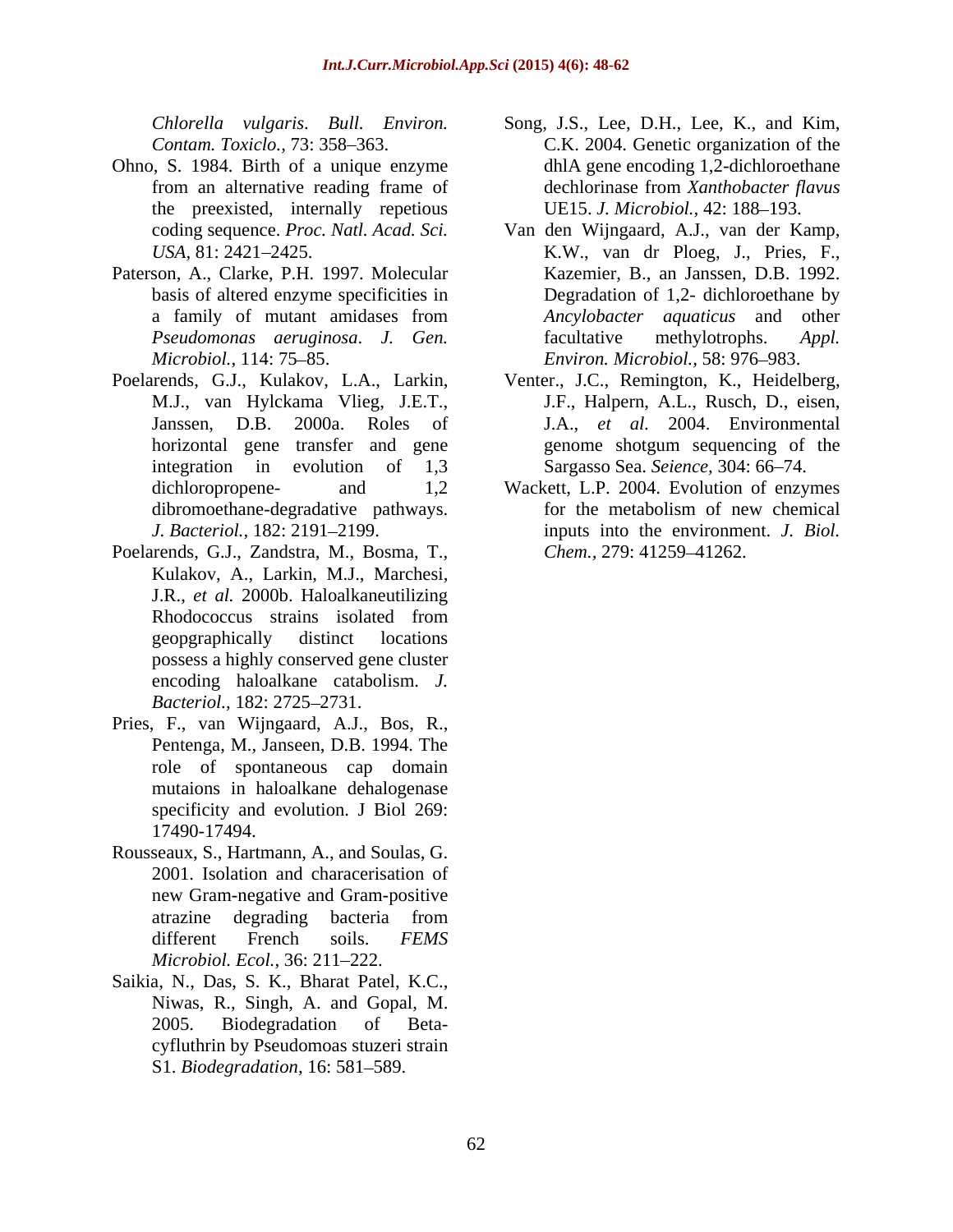*Chlorella vulgaris*. *Bull. Environ. Contam. Toxiclo.,* 73: 358–363.

Ohno, S. 1984. Birth of a unique enzyme from an alternative reading frame of the preexisted, internally repetious coding sequence. *Proc. Natl. Acad. Sci. USA,* 81: 2421–2425.

Paterson, A., Clarke, P.H. 1997. Molecular basis of altered enzyme specificities in a family of mutant amidases from *Pseudomonas aeruginosa*. *J. Gen. Microbiol.,* 114: 75–85.

Poelarends, G.J., Kulakov, L.A., Larkin, M.J., van Hylckama Vlieg, J.E.T., Janssen, D.B. 2000a. Roles of horizontal gene transfer and gene integration in evolution of 1,3 dichloropropene- and 1,2 dibromoethane-degradative pathways. *J. Bacteriol.,* 182: 2191–2199.

Poelarends, G.J., Zandstra, M., Bosma, T., Kulakov, A., Larkin, M.J., Marchesi, J.R., *et al.* 2000b. Haloalkaneutilizing Rhodococcus strains isolated from geopgraphically distinct locations possess a highly conserved gene cluster encoding haloalkane catabolism. *J. Bacteriol.,* 182: 2725–2731.

Pries, F., van Wijngaard, A.J., Bos, R., Pentenga, M., Janseen, D.B. 1994. The role of spontaneous cap domain mutaions in haloalkane dehalogenase specificity and evolution. J Biol 269: 17490-17494.

Rousseaux, S., Hartmann, A., and Soulas, G. 2001. Isolation and characerisation of new Gram-negative and Gram-positive atrazine degrading bacteria from different French soils. *FEMS Microbiol. Ecol.,* 36: 211–222.

Saikia, N., Das, S. K., Bharat Patel, K.C., Niwas, R., Singh, A. and Gopal, M. 2005. Biodegradation of Beta-cyfluthrin by Pseudomoas stuzeri strain S1. *Biodegradation,* 16: 581–589.

Song, J.S., Lee, D.H., Lee, K., and Kim, C.K. 2004. Genetic organization of the dhlA gene encoding 1,2-dichloroethane dechlorinase from *Xanthobacter flavus* UE15. *J. Microbiol.,* 42: 188–193.

Van den Wijngaard, A.J., van der Kamp, K.W., van dr Ploeg, J., Pries, F., Kazemier, B., an Janssen, D.B. 1992. Degradation of 1,2- dichloroethane by *Ancylobacter aquaticus* and other facultative methylotrophs. *Appl. Environ. Microbiol.,* 58: 976–983.

Venter., J.C., Remington, K., Heidelberg, J.F., Halpern, A.L., Rusch, D., eisen, J.A., *et al.* 2004. Environmental genome shotgum sequencing of the Sargasso Sea. *Seience,* 304: 66–74.

Wackett, L.P. 2004. Evolution of enzymes for the metabolism of new chemical inputs into the environment. *J. Biol. Chem.,* 279: 41259–41262.